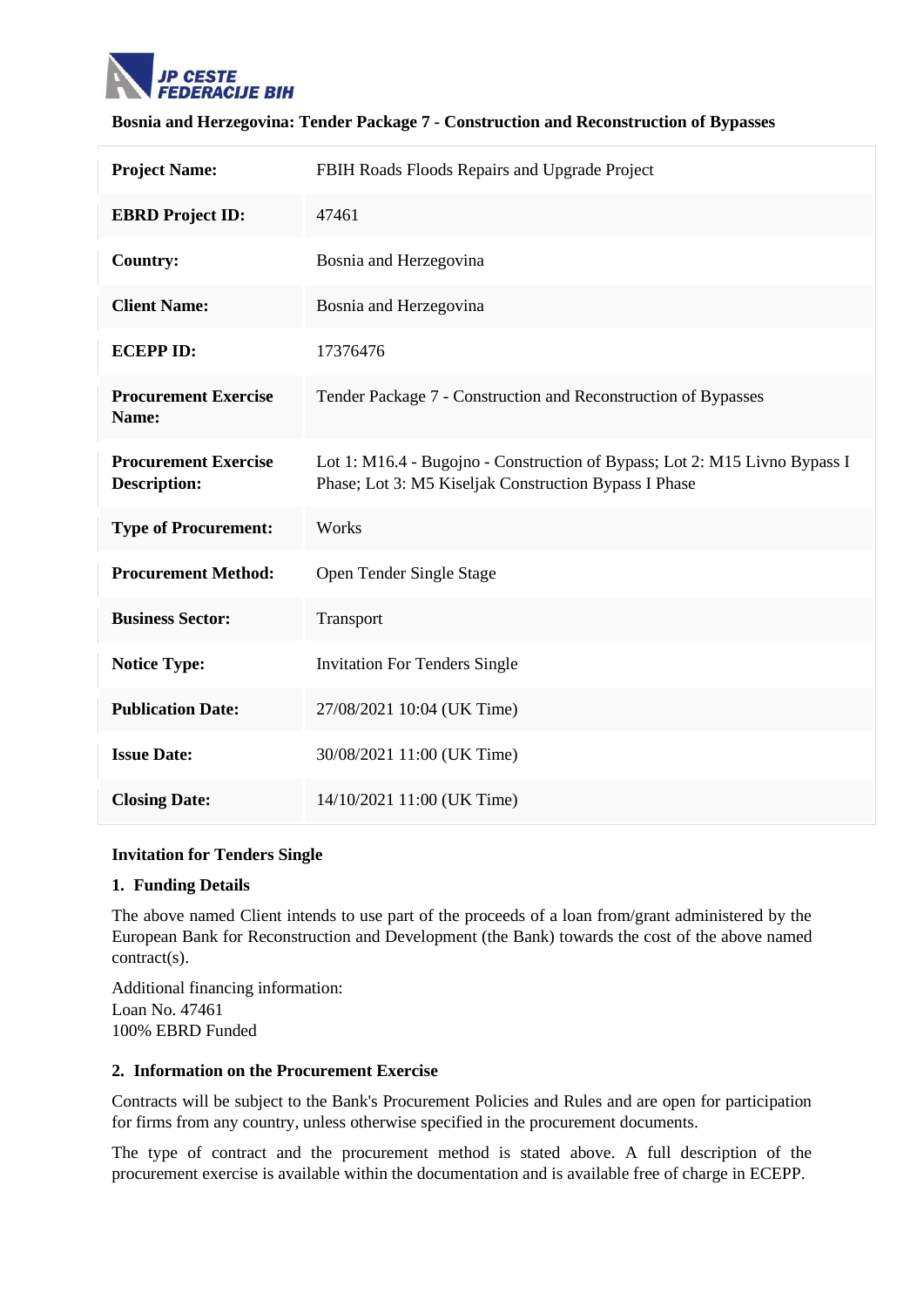JP CESTE FEDERACIJE BIH

**Bosnia and Herzegovina: Tender Package 7 - Construction and Reconstruction of Bypasses**

| | |
|---|---|
| **Project Name:** | FBIH Roads Floods Repairs and Upgrade Project |
| **EBRD Project ID:** | 47461 |
| **Country:** | Bosnia and Herzegovina |
| **Client Name:** | Bosnia and Herzegovina |
| **ECEPP ID:** | 17376476 |
| **Procurement Exercise Name:** | Tender Package 7 - Construction and Reconstruction of Bypasses |
| **Procurement Exercise Description:** | Lot 1: M16.4 - Bugojno - Construction of Bypass; Lot 2: M15 Livno Bypass I Phase; Lot 3: M5 Kiseljak Construction Bypass I Phase |
| **Type of Procurement:** | Works |
| **Procurement Method:** | Open Tender Single Stage |
| **Business Sector:** | Transport |
| **Notice Type:** | Invitation For Tenders Single |
| **Publication Date:** | 27/08/2021 10:04 (UK Time) |
| **Issue Date:** | 30/08/2021 11:00 (UK Time) |
| **Closing Date:** | 14/10/2021 11:00 (UK Time) |

**Invitation for Tenders Single**

**1. Funding Details**

The above named Client intends to use part of the proceeds of a loan from/grant administered by the European Bank for Reconstruction and Development (the Bank) towards the cost of the above named contract(s).

Additional financing information:
Loan No. 47461
100% EBRD Funded

**2. Information on the Procurement Exercise**

Contracts will be subject to the Bank's Procurement Policies and Rules and are open for participation for firms from any country, unless otherwise specified in the procurement documents.

The type of contract and the procurement method is stated above. A full description of the procurement exercise is available within the documentation and is available free of charge in ECEPP.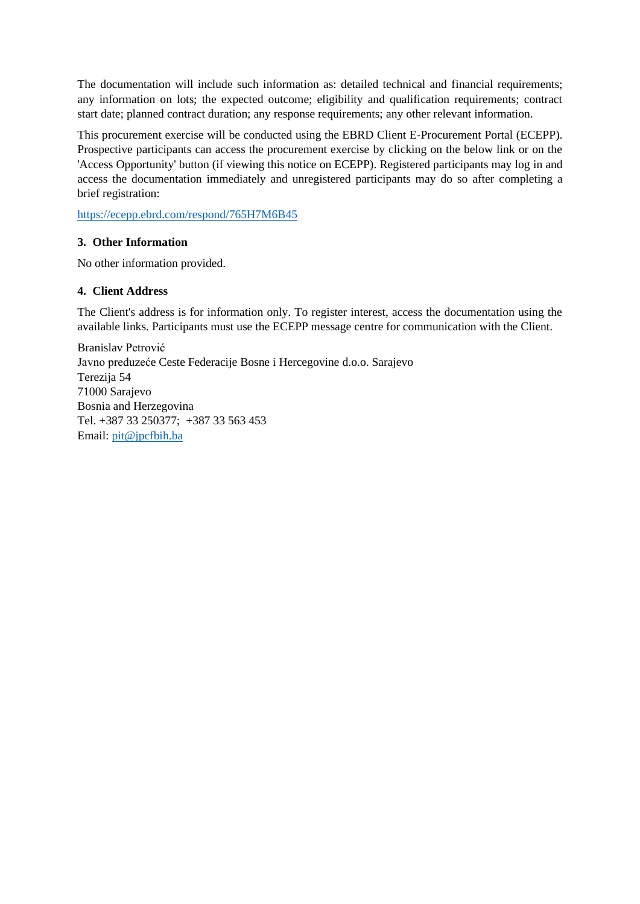The documentation will include such information as: detailed technical and financial requirements; any information on lots; the expected outcome; eligibility and qualification requirements; contract start date; planned contract duration; any response requirements; any other relevant information.

This procurement exercise will be conducted using the EBRD Client E-Procurement Portal (ECEPP). Prospective participants can access the procurement exercise by clicking on the below link or on the 'Access Opportunity' button (if viewing this notice on ECEPP). Registered participants may log in and access the documentation immediately and unregistered participants may do so after completing a brief registration:

https://ecepp.ebrd.com/respond/765H7M6B45

### 3. Other Information

No other information provided.

### 4. Client Address

The Client's address is for information only. To register interest, access the documentation using the available links. Participants must use the ECEPP message centre for communication with the Client.

Branislav Petrović
Javno preduzeće Ceste Federacije Bosne i Hercegovine d.o.o. Sarajevo
Terezija 54
71000 Sarajevo
Bosnia and Herzegovina
Tel. +387 33 250377; +387 33 563 453
Email: pit@jpcfbih.ba